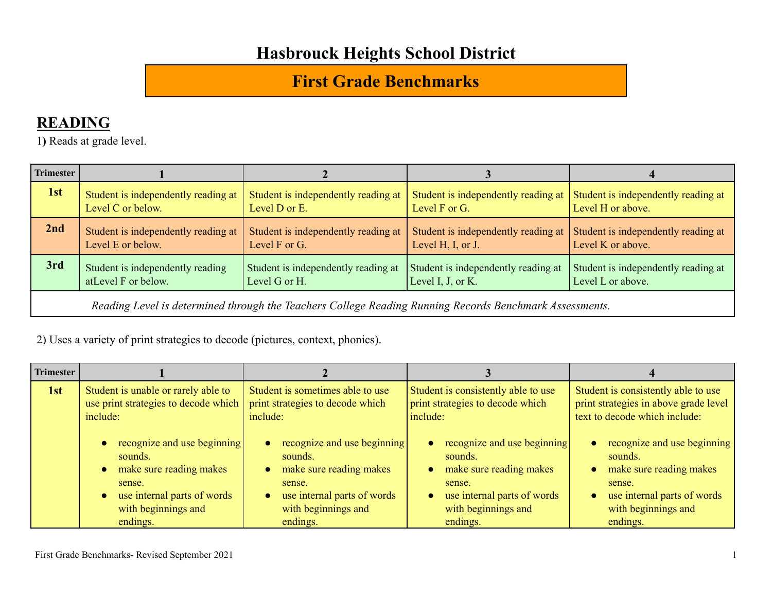# Hasbrouck Heights School District

## First Grade Benchmarks

## READING

1) Reads at grade level.

| Trimester | 1 | 2 | 3 | 4 |
|---|---|---|---|---|
| **1st** | Student is independently reading at Level C or below. | Student is independently reading at Level D or E. | Student is independently reading at Level F or G. | Student is independently reading at Level H or above. |
| **2nd** | Student is independently reading at Level E or below. | Student is independently reading at Level F or G. | Student is independently reading at Level H, I, or J. | Student is independently reading at Level K or above. |
| **3rd** | Student is independently reading atLevel F or below. | Student is independently reading at Level G or H. | Student is independently reading at Level I, J, or K. | Student is independently reading at Level L or above. |

*Reading Level is determined through the Teachers College Reading Running Records Benchmark Assessments.*

2) Uses a variety of print strategies to decode (pictures, context, phonics).

| Trimester | 1 | 2 | 3 | 4 |
|---|---|---|---|---|
| **1st** | Student is unable or rarely able to use print strategies to decode which include:<br>• recognize and use beginning sounds.<br>• make sure reading makes sense.<br>• use internal parts of words with beginnings and endings. | Student is sometimes able to use print strategies to decode which include:<br>• recognize and use beginning sounds.<br>• make sure reading makes sense.<br>• use internal parts of words with beginnings and endings. | Student is consistently able to use print strategies to decode which include:<br>• recognize and use beginning sounds.<br>• make sure reading makes sense.<br>• use internal parts of words with beginnings and endings. | Student is consistently able to use print strategies in above grade level text to decode which include:<br>• recognize and use beginning sounds.<br>• make sure reading makes sense.<br>• use internal parts of words with beginnings and endings. |

First Grade Benchmarks- Revised September 2021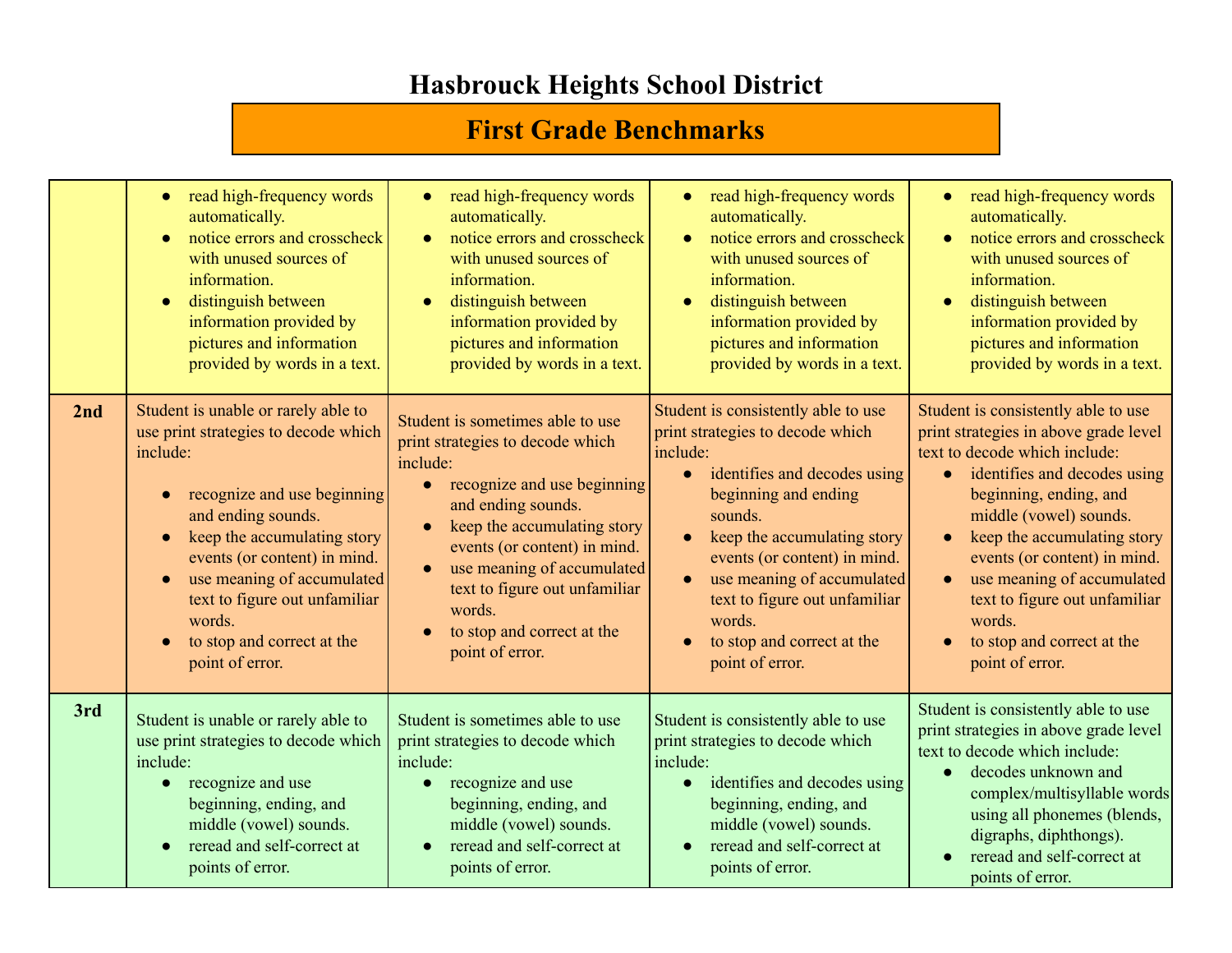# Hasbrouck Heights School District

## First Grade Benchmarks

| | | | | |
|---|---|---|---|---|
| | • read high-frequency words automatically.<br>• notice errors and crosscheck with unused sources of information.<br>• distinguish between information provided by pictures and information provided by words in a text. | • read high-frequency words automatically.<br>• notice errors and crosscheck with unused sources of information.<br>• distinguish between information provided by pictures and information provided by words in a text. | • read high-frequency words automatically.<br>• notice errors and crosscheck with unused sources of information.<br>• distinguish between information provided by pictures and information provided by words in a text. | • read high-frequency words automatically.<br>• notice errors and crosscheck with unused sources of information.<br>• distinguish between information provided by pictures and information provided by words in a text. |
| **2nd** | Student is unable or rarely able to use print strategies to decode which include:<br>• recognize and use beginning and ending sounds.<br>• keep the accumulating story events (or content) in mind.<br>• use meaning of accumulated text to figure out unfamiliar words.<br>• to stop and correct at the point of error. | Student is sometimes able to use print strategies to decode which include:<br>• recognize and use beginning and ending sounds.<br>• keep the accumulating story events (or content) in mind.<br>• use meaning of accumulated text to figure out unfamiliar words.<br>• to stop and correct at the point of error. | Student is consistently able to use print strategies to decode which include:<br>• identifies and decodes using beginning and ending sounds.<br>• keep the accumulating story events (or content) in mind.<br>• use meaning of accumulated text to figure out unfamiliar words.<br>• to stop and correct at the point of error. | Student is consistently able to use print strategies in above grade level text to decode which include:<br>• identifies and decodes using beginning, ending, and middle (vowel) sounds.<br>• keep the accumulating story events (or content) in mind.<br>• use meaning of accumulated text to figure out unfamiliar words.<br>• to stop and correct at the point of error. |
| **3rd** | Student is unable or rarely able to use print strategies to decode which include:<br>• recognize and use beginning, ending, and middle (vowel) sounds.<br>• reread and self-correct at points of error. | Student is sometimes able to use print strategies to decode which include:<br>• recognize and use beginning, ending, and middle (vowel) sounds.<br>• reread and self-correct at points of error. | Student is consistently able to use print strategies to decode which include:<br>• identifies and decodes using beginning, ending, and middle (vowel) sounds.<br>• reread and self-correct at points of error. | Student is consistently able to use print strategies in above grade level text to decode which include:<br>• decodes unknown and complex/multisyllable words using all phonemes (blends, digraphs, diphthongs).<br>• reread and self-correct at points of error. |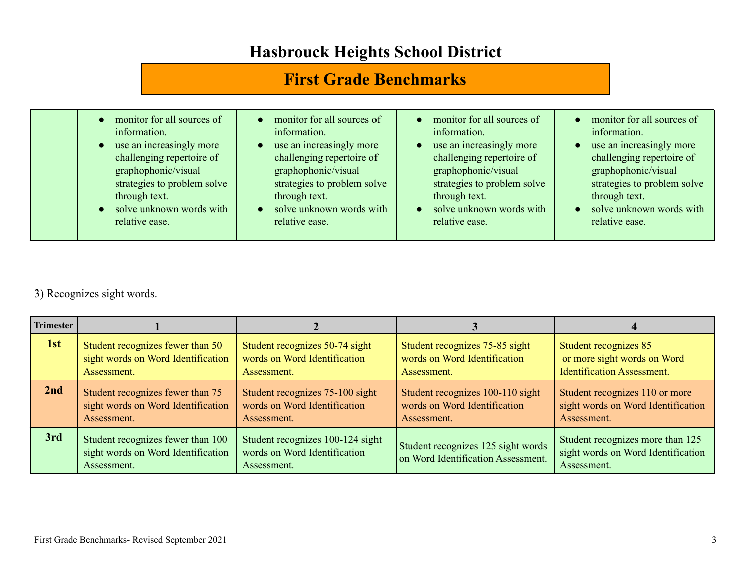# Hasbrouck Heights School District

## First Grade Benchmarks

| | | | | |
|---|---|---|---|---|
| | • monitor for all sources of information.<br>• use an increasingly more challenging repertoire of graphophonic/visual strategies to problem solve through text.<br>• solve unknown words with relative ease. | • monitor for all sources of information.<br>• use an increasingly more challenging repertoire of graphophonic/visual strategies to problem solve through text.<br>• solve unknown words with relative ease. | • monitor for all sources of information.<br>• use an increasingly more challenging repertoire of graphophonic/visual strategies to problem solve through text.<br>• solve unknown words with relative ease. | • monitor for all sources of information.<br>• use an increasingly more challenging repertoire of graphophonic/visual strategies to problem solve through text.<br>• solve unknown words with relative ease. |

3) Recognizes sight words.

| Trimester | 1 | 2 | 3 | 4 |
|---|---|---|---|---|
| **1st** | Student recognizes fewer than 50 sight words on Word Identification Assessment. | Student recognizes 50-74 sight words on Word Identification Assessment. | Student recognizes 75-85 sight words on Word Identification Assessment. | Student recognizes 85 or more sight words on Word Identification Assessment. |
| **2nd** | Student recognizes fewer than 75 sight words on Word Identification Assessment. | Student recognizes 75-100 sight words on Word Identification Assessment. | Student recognizes 100-110 sight words on Word Identification Assessment. | Student recognizes 110 or more sight words on Word Identification Assessment. |
| **3rd** | Student recognizes fewer than 100 sight words on Word Identification Assessment. | Student recognizes 100-124 sight words on Word Identification Assessment. | Student recognizes 125 sight words on Word Identification Assessment. | Student recognizes more than 125 sight words on Word Identification Assessment. |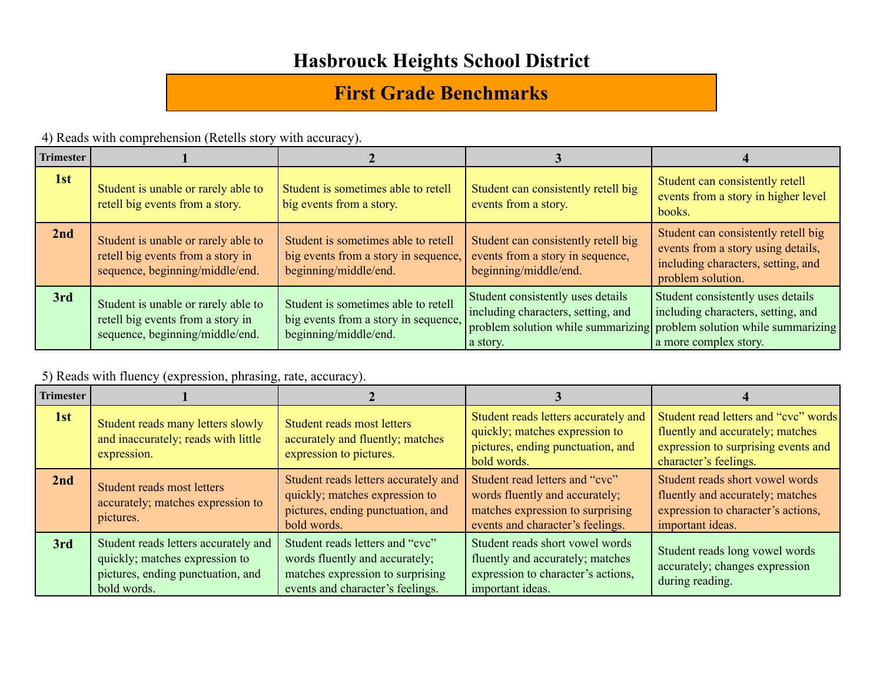# Hasbrouck Heights School District

## First Grade Benchmarks

4) Reads with comprehension (Retells story with accuracy).

| Trimester | 1 | 2 | 3 | 4 |
|---|---|---|---|---|
| 1st | Student is unable or rarely able to retell big events from a story. | Student is sometimes able to retell big events from a story. | Student can consistently retell big events from a story. | Student can consistently retell events from a story in higher level books. |
| 2nd | Student is unable or rarely able to retell big events from a story in sequence, beginning/middle/end. | Student is sometimes able to retell big events from a story in sequence, beginning/middle/end. | Student can consistently retell big events from a story in sequence, beginning/middle/end. | Student can consistently retell big events from a story using details, including characters, setting, and problem solution. |
| 3rd | Student is unable or rarely able to retell big events from a story in sequence, beginning/middle/end. | Student is sometimes able to retell big events from a story in sequence, beginning/middle/end. | Student consistently uses details including characters, setting, and problem solution while summarizing a story. | Student consistently uses details including characters, setting, and problem solution while summarizing a more complex story. |

5) Reads with fluency (expression, phrasing, rate, accuracy).

| Trimester | 1 | 2 | 3 | 4 |
|---|---|---|---|---|
| 1st | Student reads many letters slowly and inaccurately; reads with little expression. | Student reads most letters accurately and fluently; matches expression to pictures. | Student reads letters accurately and quickly; matches expression to pictures, ending punctuation, and bold words. | Student read letters and "cvc" words fluently and accurately; matches expression to surprising events and character's feelings. |
| 2nd | Student reads most letters accurately; matches expression to pictures. | Student reads letters accurately and quickly; matches expression to pictures, ending punctuation, and bold words. | Student read letters and "cvc" words fluently and accurately; matches expression to surprising events and character's feelings. | Student reads short vowel words fluently and accurately; matches expression to character's actions, important ideas. |
| 3rd | Student reads letters accurately and quickly; matches expression to pictures, ending punctuation, and bold words. | Student reads letters and "cvc" words fluently and accurately; matches expression to surprising events and character's feelings. | Student reads short vowel words fluently and accurately; matches expression to character's actions, important ideas. | Student reads long vowel words accurately; changes expression during reading. |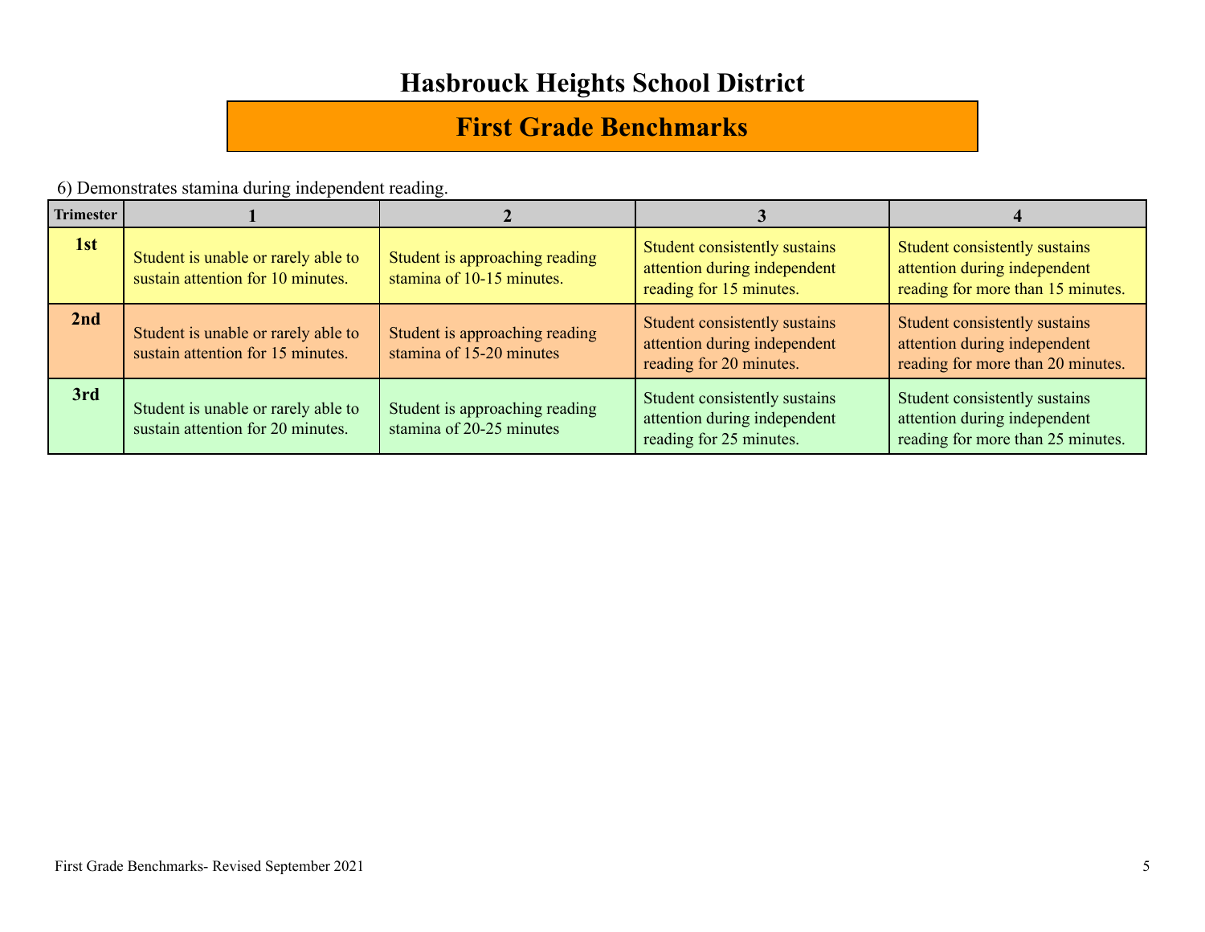# Hasbrouck Heights School District

## First Grade Benchmarks

6) Demonstrates stamina during independent reading.

| Trimester | 1 | 2 | 3 | 4 |
|---|---|---|---|---|
| **1st** | Student is unable or rarely able to sustain attention for 10 minutes. | Student is approaching reading stamina of 10-15 minutes. | Student consistently sustains attention during independent reading for 15 minutes. | Student consistently sustains attention during independent reading for more than 15 minutes. |
| **2nd** | Student is unable or rarely able to sustain attention for 15 minutes. | Student is approaching reading stamina of 15-20 minutes | Student consistently sustains attention during independent reading for 20 minutes. | Student consistently sustains attention during independent reading for more than 20 minutes. |
| **3rd** | Student is unable or rarely able to sustain attention for 20 minutes. | Student is approaching reading stamina of 20-25 minutes | Student consistently sustains attention during independent reading for 25 minutes. | Student consistently sustains attention during independent reading for more than 25 minutes. |